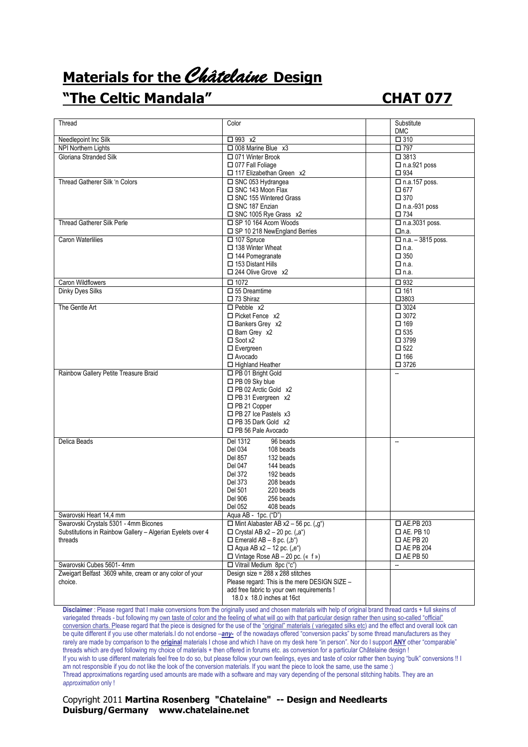# Materials for the *Châtelaine* Design

## "The Celtic Mandala" CHAT 077

| Thread | Color | | Substitute DMC |
|---|---|---|---|
| Needlepoint Inc Silk | ☐ 993 x2 | | ☐ 310 |
| NPI Northern Lights | ☐ 008 Marine Blue x3 | | ☐ 797 |
| Gloriana Stranded Silk | ☐ 071 Winter Brook<br>☐ 077 Fall Foliage<br>☐ 117 Elizabethan Green x2 | | ☐ 3813<br>☐ n.a.921 poss<br>☐ 934 |
| Thread Gatherer Silk 'n Colors | ☐ SNC 053 Hydrangea<br>☐ SNC 143 Moon Flax<br>☐ SNC 155 Wintered Grass<br>☐ SNC 187 Enzian<br>☐ SNC 1005 Rye Grass x2 | | ☐ n.a.157 poss.<br>☐ 677<br>☐ 370<br>☐ n.a.-931 poss<br>☐ 734 |
| Thread Gatherer Silk Perle | ☐ SP 10 164 Acorn Woods<br>☐ SP 10 218 NewEngland Berries | | ☐ n.a.3031 poss.<br>☐n.a. |
| Caron Waterlilies | ☐ 107 Spruce<br>☐ 138 Winter Wheat<br>☐ 144 Pomegranate<br>☐ 153 Distant Hills<br>☐ 244 Olive Grove x2 | | ☐ n.a. – 3815 poss.<br>☐ n.a.<br>☐ 350<br>☐ n.a.<br>☐ n.a. |
| Caron Wildflowers | ☐ 1072 | | ☐ 932 |
| Dinky Dyes Silks | ☐ 55 Dreamtime<br>☐ 73 Shiraz | | ☐ 161<br>☐3803 |
| The Gentle Art | ☐ Pebble x2<br>☐ Picket Fence x2<br>☐ Bankers Grey x2<br>☐ Barn Grey x2<br>☐ Soot x2<br>☐ Evergreen<br>☐ Avocado<br>☐ Highland Heather | | ☐ 3024<br>☐ 3072<br>☐ 169<br>☐ 535<br>☐ 3799<br>☐ 522<br>☐ 166<br>☐ 3726 |
| Rainbow Gallery Petite Treasure Braid | ☐ PB 01 Bright Gold<br>☐ PB 09 Sky blue<br>☐ PB 02 Arctic Gold x2<br>☐ PB 31 Evergreen x2<br>☐ PB 21 Copper<br>☐ PB 27 Ice Pastels x3<br>☐ PB 35 Dark Gold x2<br>☐ PB 56 Pale Avocado | | -- |
| Delica Beads | Del 1312 96 beads<br>Del 034 108 beads<br>Del 857 132 beads<br>Del 047 144 beads<br>Del 372 192 beads<br>Del 373 208 beads<br>Del 501 220 beads<br>Del 906 256 beads<br>Del 052 408 beads | | -- |
| Swarovski Heart 14,4 mm | Aqua AB - 1pc. ("D") | | |
| Swarovski Crystals 5301 - 4mm Bicones<br>Substitutions in Rainbow Gallery – Algerian Eyelets over 4 threads | ☐ Mint Alabaster AB x2 – 56 pc. („g")<br>☐ Crystal AB x2 – 20 pc. („a")<br>☐ Emerald AB – 8 pc. („b")<br>☐ Aqua AB x2 – 12 pc. („e")<br>☐ Vintage Rose AB – 20 pc. (« f ») | | ☐ AE.PB 203<br>☐ AE. PB 10<br>☐ AE PB 20<br>☐ AE PB 204<br>☐ AE PB 50 |
| Swarovski Cubes 5601- 4mm | ☐ Vitrail Medium 8pc ("c") | | -- |
| Zweigart Belfast 3609 white, cream or any color of your choice. | Design size = 288 x 288 stitches<br>Please regard: This is the mere DESIGN SIZE – add free fabric to your own requirements !<br>18.0 x 18.0 inches at 16ct | | |

**Disclaimer** : Please regard that I make conversions from the originally used and chosen materials with help of original brand thread cards + full skeins of variegated threads - but following my own taste of color and the feeling of what will go with that particular design rather then using so-called "official" conversion charts. Please regard that the piece is designed for the use of the "original" materials ( variegated silks etc) and the effect and overall look can be quite different if you use other materials.I do not endorse –***any-*** of the nowadays offered "conversion packs" by some thread manufacturers as they rarely are made by comparison to the **original** materials I chose and which I have on my desk here "in person". Nor do I support **ANY** other "comparable" threads which are dyed following my choice of materials + then offered in forums etc. as conversion for a particular Châtelaine design !
If you wish to use different materials feel free to do so, but please follow your own feelings, eyes and taste of color rather then buying "bulk" conversions !! I am not responsible if you do not like the look of the conversion materials. If you want the piece to look the same, use the same :)
Thread approximations regarding used amounts are made with a software and may vary depending of the personal stitching habits. They are an *approximation* only !

Copyright 2011 **Martina Rosenberg "Chatelaine" -- Design and Needlearts Duisburg/Germany www.chatelaine.net**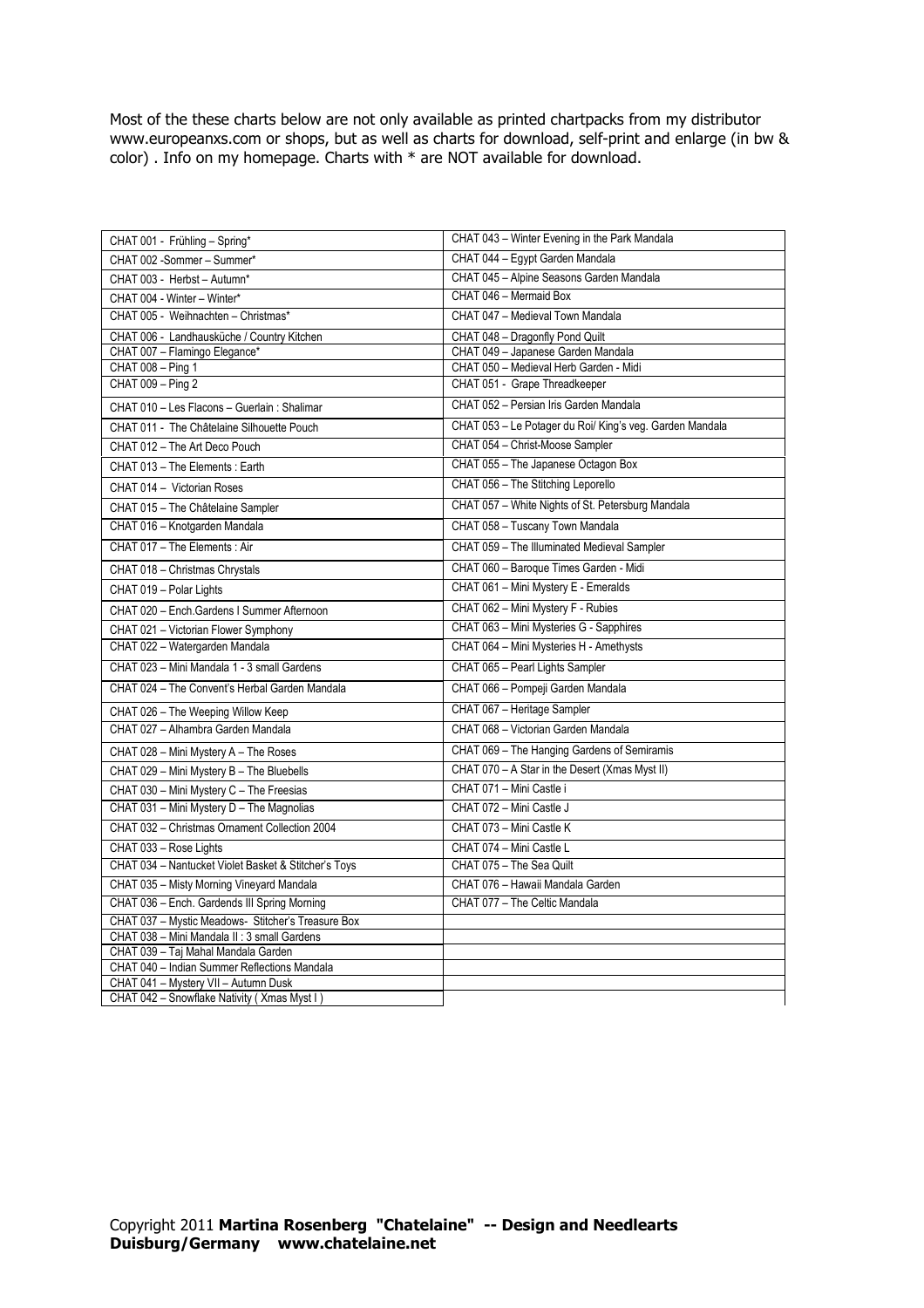Most of the these charts below are not only available as printed chartpacks from my distributor www.europeanxs.com or shops, but as well as charts for download, self-print and enlarge (in bw & color) . Info on my homepage. Charts with * are NOT available for download.

| | |
|---|---|
| CHAT 001 - Frühling – Spring* | CHAT 043 – Winter Evening in the Park Mandala |
| CHAT 002 -Sommer – Summer* | CHAT 044 – Egypt Garden Mandala |
| CHAT 003 - Herbst – Autumn* | CHAT 045 – Alpine Seasons Garden Mandala |
| CHAT 004 - Winter – Winter* | CHAT 046 – Mermaid Box |
| CHAT 005 - Weihnachten – Christmas* | CHAT 047 – Medieval Town Mandala |
| CHAT 006 - Landhausküche / Country Kitchen | CHAT 048 – Dragonfly Pond Quilt |
| CHAT 007 – Flamingo Elegance* | CHAT 049 – Japanese Garden Mandala |
| CHAT 008 – Ping 1 | CHAT 050 – Medieval Herb Garden - Midi |
| CHAT 009 – Ping 2 | CHAT 051 - Grape Threadkeeper |
| CHAT 010 – Les Flacons – Guerlain : Shalimar | CHAT 052 – Persian Iris Garden Mandala |
| CHAT 011 - The Châtelaine Silhouette Pouch | CHAT 053 – Le Potager du Roi/ King's veg. Garden Mandala |
| CHAT 012 – The Art Deco Pouch | CHAT 054 – Christ-Moose Sampler |
| CHAT 013 – The Elements : Earth | CHAT 055 – The Japanese Octagon Box |
| CHAT 014 – Victorian Roses | CHAT 056 – The Stitching Leporello |
| CHAT 015 – The Châtelaine Sampler | CHAT 057 – White Nights of St. Petersburg Mandala |
| CHAT 016 – Knotgarden Mandala | CHAT 058 – Tuscany Town Mandala |
| CHAT 017 – The Elements : Air | CHAT 059 – The Illuminated Medieval Sampler |
| CHAT 018 – Christmas Chrystals | CHAT 060 – Baroque Times Garden - Midi |
| CHAT 019 – Polar Lights | CHAT 061 – Mini Mystery E - Emeralds |
| CHAT 020 – Ench.Gardens I Summer Afternoon | CHAT 062 – Mini Mystery F - Rubies |
| CHAT 021 – Victorian Flower Symphony | CHAT 063 – Mini Mysteries G - Sapphires |
| CHAT 022 – Watergarden Mandala | CHAT 064 – Mini Mysteries H - Amethysts |
| CHAT 023 – Mini Mandala 1 - 3 small Gardens | CHAT 065 – Pearl Lights Sampler |
| CHAT 024 – The Convent's Herbal Garden Mandala | CHAT 066 – Pompeji Garden Mandala |
| CHAT 026 – The Weeping Willow Keep | CHAT 067 – Heritage Sampler |
| CHAT 027 – Alhambra Garden Mandala | CHAT 068 – Victorian Garden Mandala |
| CHAT 028 – Mini Mystery A – The Roses | CHAT 069 – The Hanging Gardens of Semiramis |
| CHAT 029 – Mini Mystery B – The Bluebells | CHAT 070 – A Star in the Desert (Xmas Myst II) |
| CHAT 030 – Mini Mystery C – The Freesias | CHAT 071 – Mini Castle i |
| CHAT 031 – Mini Mystery D – The Magnolias | CHAT 072 – Mini Castle J |
| CHAT 032 – Christmas Ornament Collection 2004 | CHAT 073 – Mini Castle K |
| CHAT 033 – Rose Lights | CHAT 074 – Mini Castle L |
| CHAT 034 – Nantucket Violet Basket & Stitcher's Toys | CHAT 075 – The Sea Quilt |
| CHAT 035 – Misty Morning Vineyard Mandala | CHAT 076 – Hawaii Mandala Garden |
| CHAT 036 – Ench. Gardends III Spring Morning | CHAT 077 – The Celtic Mandala |
| CHAT 037 – Mystic Meadows- Stitcher's Treasure Box | |
| CHAT 038 – Mini Mandala II : 3 small Gardens | |
| CHAT 039 – Taj Mahal Mandala Garden | |
| CHAT 040 – Indian Summer Reflections Mandala | |
| CHAT 041 – Mystery VII – Autumn Dusk | |
| CHAT 042 – Snowflake Nativity ( Xmas Myst I ) | |

Copyright 2011 **Martina Rosenberg "Chatelaine" -- Design and Needlearts Duisburg/Germany www.chatelaine.net**